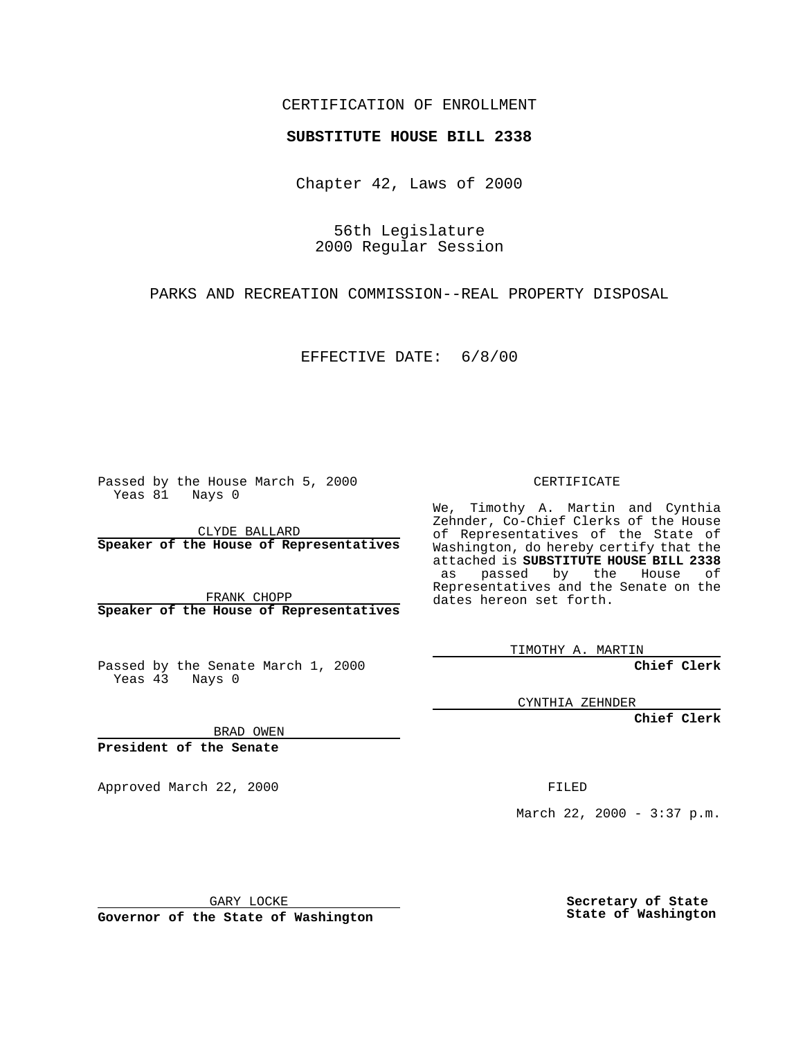CERTIFICATION OF ENROLLMENT

**SUBSTITUTE HOUSE BILL 2338**

Chapter 42, Laws of 2000

56th Legislature
2000 Regular Session

PARKS AND RECREATION COMMISSION--REAL PROPERTY DISPOSAL

EFFECTIVE DATE: 6/8/00

Passed by the House March 5, 2000
Yeas 81 Nays 0

CLYDE BALLARD
**Speaker of the House of Representatives**

FRANK CHOPP
**Speaker of the House of Representatives**

Passed by the Senate March 1, 2000
Yeas 43 Nays 0

BRAD OWEN
**President of the Senate**

Approved March 22, 2000

GARY LOCKE
**Governor of the State of Washington**

CERTIFICATE

We, Timothy A. Martin and Cynthia Zehnder, Co-Chief Clerks of the House of Representatives of the State of Washington, do hereby certify that the attached is **SUBSTITUTE HOUSE BILL 2338** as passed by the House of Representatives and the Senate on the dates hereon set forth.

TIMOTHY A. MARTIN
**Chief Clerk**

CYNTHIA ZEHNDER
**Chief Clerk**

FILED

March 22, 2000 - 3:37 p.m.

**Secretary of State**
**State of Washington**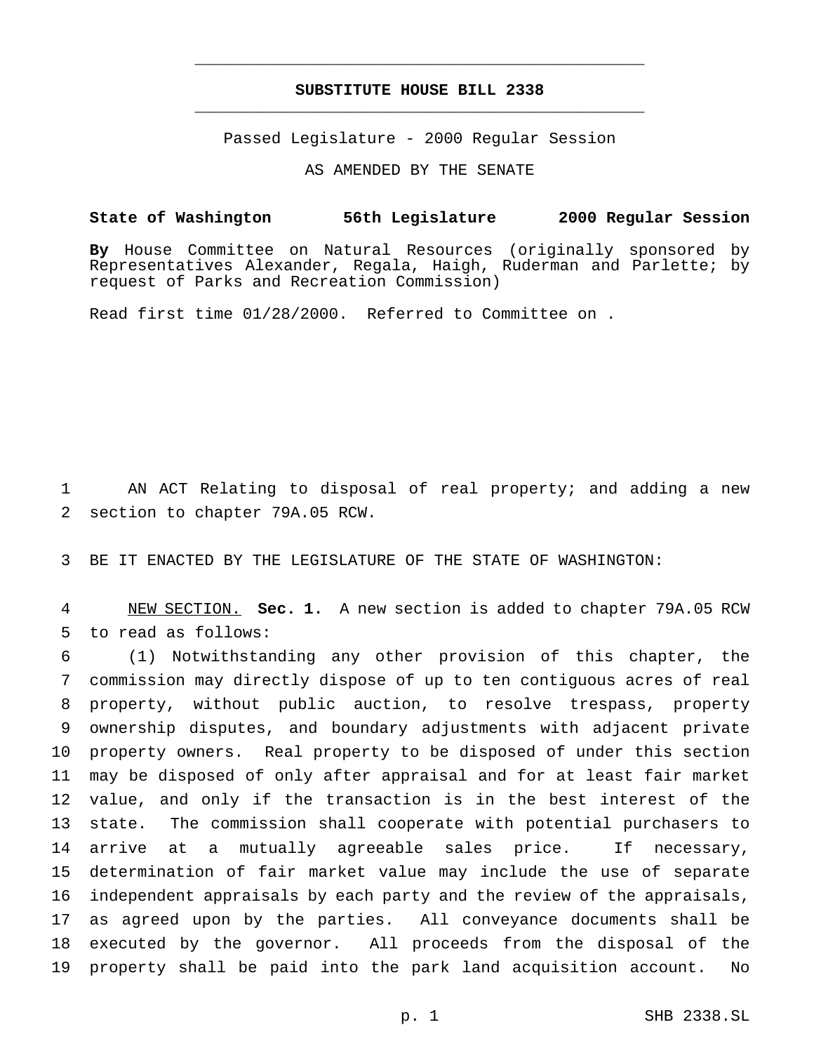**SUBSTITUTE HOUSE BILL 2338**

Passed Legislature - 2000 Regular Session

AS AMENDED BY THE SENATE

**State of Washington 56th Legislature 2000 Regular Session**

**By** House Committee on Natural Resources (originally sponsored by Representatives Alexander, Regala, Haigh, Ruderman and Parlette; by request of Parks and Recreation Commission)

Read first time 01/28/2000. Referred to Committee on .

AN ACT Relating to disposal of real property; and adding a new section to chapter 79A.05 RCW.

BE IT ENACTED BY THE LEGISLATURE OF THE STATE OF WASHINGTON:

NEW SECTION. **Sec. 1.** A new section is added to chapter 79A.05 RCW to read as follows:

(1) Notwithstanding any other provision of this chapter, the commission may directly dispose of up to ten contiguous acres of real property, without public auction, to resolve trespass, property ownership disputes, and boundary adjustments with adjacent private property owners. Real property to be disposed of under this section may be disposed of only after appraisal and for at least fair market value, and only if the transaction is in the best interest of the state. The commission shall cooperate with potential purchasers to arrive at a mutually agreeable sales price. If necessary, determination of fair market value may include the use of separate independent appraisals by each party and the review of the appraisals, as agreed upon by the parties. All conveyance documents shall be executed by the governor. All proceeds from the disposal of the property shall be paid into the park land acquisition account. No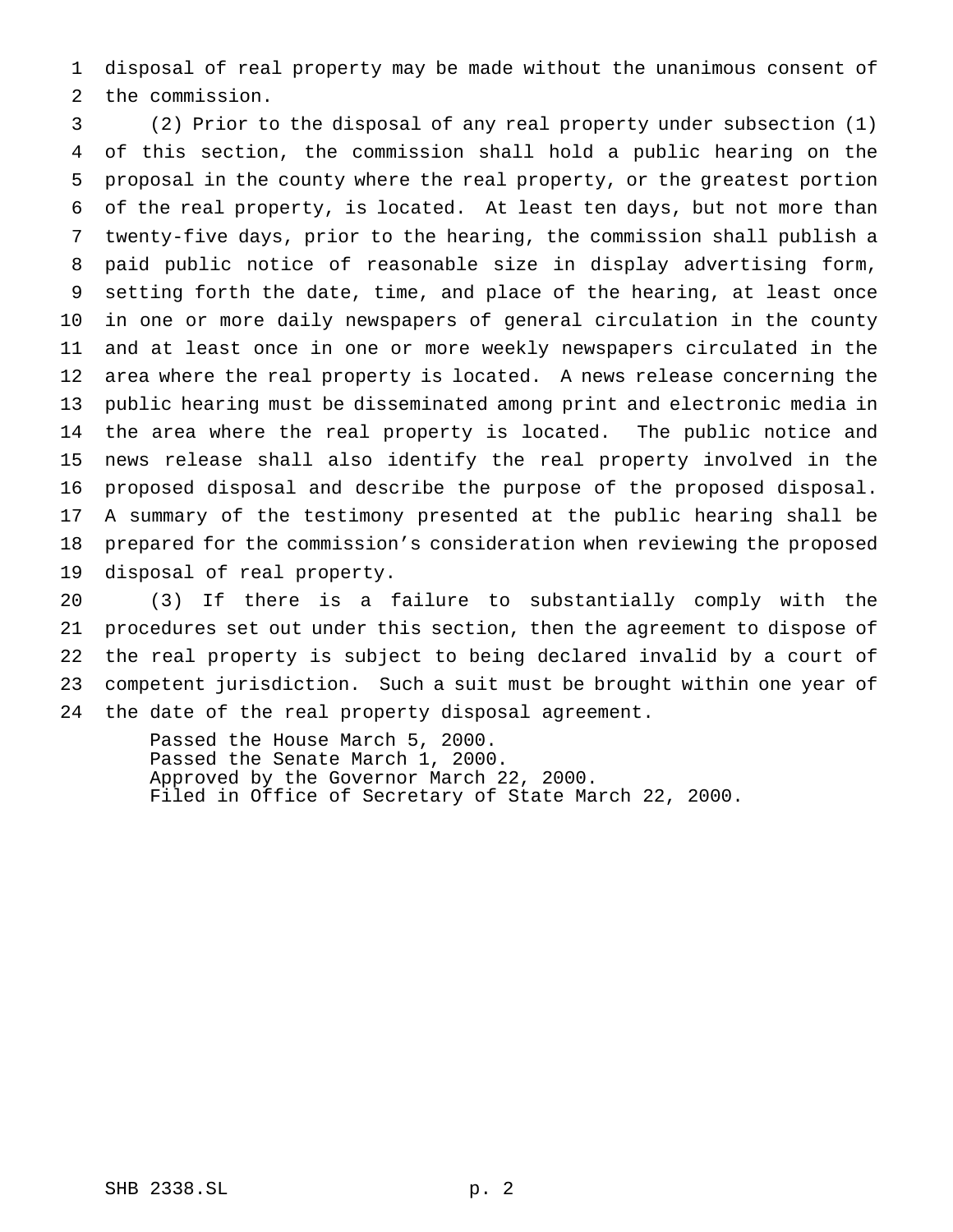disposal of real property may be made without the unanimous consent of the commission.

(2) Prior to the disposal of any real property under subsection (1) of this section, the commission shall hold a public hearing on the proposal in the county where the real property, or the greatest portion of the real property, is located. At least ten days, but not more than twenty-five days, prior to the hearing, the commission shall publish a paid public notice of reasonable size in display advertising form, setting forth the date, time, and place of the hearing, at least once in one or more daily newspapers of general circulation in the county and at least once in one or more weekly newspapers circulated in the area where the real property is located. A news release concerning the public hearing must be disseminated among print and electronic media in the area where the real property is located. The public notice and news release shall also identify the real property involved in the proposed disposal and describe the purpose of the proposed disposal. A summary of the testimony presented at the public hearing shall be prepared for the commission's consideration when reviewing the proposed disposal of real property.

(3) If there is a failure to substantially comply with the procedures set out under this section, then the agreement to dispose of the real property is subject to being declared invalid by a court of competent jurisdiction. Such a suit must be brought within one year of the date of the real property disposal agreement.

Passed the House March 5, 2000.
Passed the Senate March 1, 2000.
Approved by the Governor March 22, 2000.
Filed in Office of Secretary of State March 22, 2000.